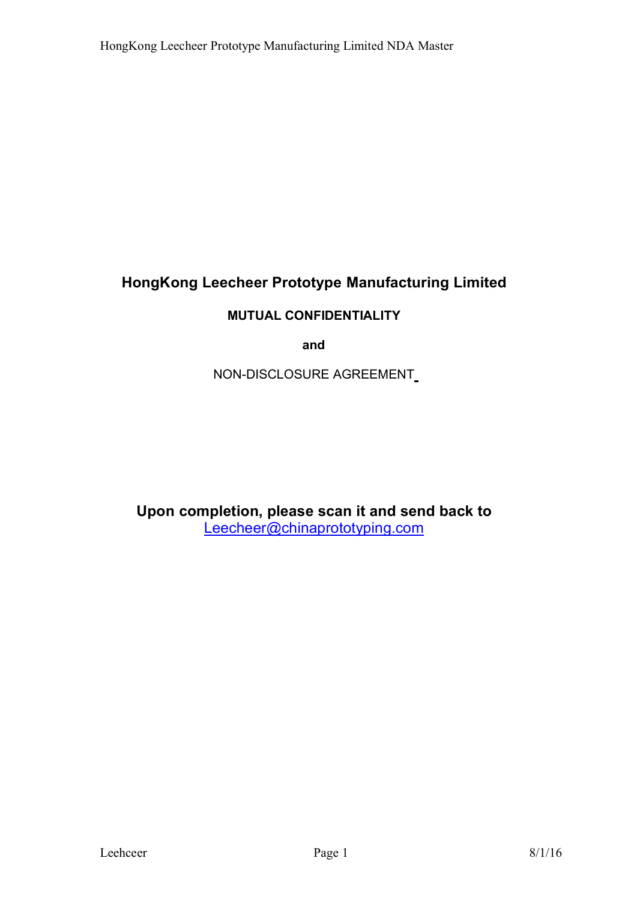# HongKong Leecheer Prototype Manufacturing Limited

**MUTUAL CONFIDENTIALITY**

**and**

NON-DISCLOSURE AGREEMENT

**Upon completion, please scan it and send back to**
Leecheer@chinaprototyping.com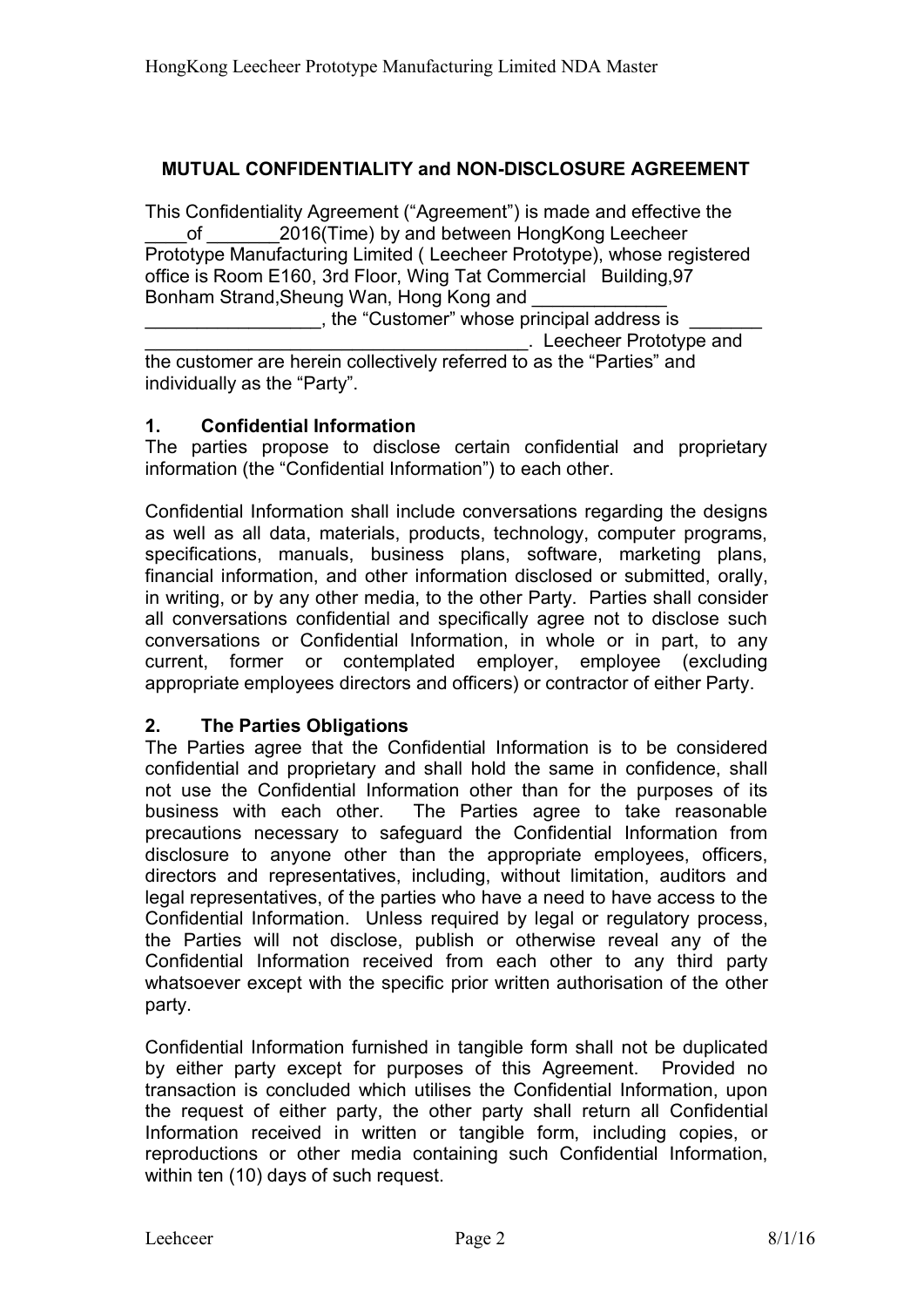## MUTUAL CONFIDENTIALITY and NON-DISCLOSURE AGREEMENT

This Confidentiality Agreement ("Agreement") is made and effective the ____of _______2016(Time) by and between HongKong Leecheer Prototype Manufacturing Limited ( Leecheer Prototype), whose registered office is Room E160, 3rd Floor, Wing Tat Commercial Building,97 Bonham Strand,Sheung Wan, Hong Kong and _____________ _________________, the "Customer" whose principal address is _______ _____________________________________. Leecheer Prototype and the customer are herein collectively referred to as the "Parties" and individually as the "Party".

### 1. Confidential Information

The parties propose to disclose certain confidential and proprietary information (the "Confidential Information") to each other.

Confidential Information shall include conversations regarding the designs as well as all data, materials, products, technology, computer programs, specifications, manuals, business plans, software, marketing plans, financial information, and other information disclosed or submitted, orally, in writing, or by any other media, to the other Party. Parties shall consider all conversations confidential and specifically agree not to disclose such conversations or Confidential Information, in whole or in part, to any current, former or contemplated employer, employee (excluding appropriate employees directors and officers) or contractor of either Party.

### 2. The Parties Obligations

The Parties agree that the Confidential Information is to be considered confidential and proprietary and shall hold the same in confidence, shall not use the Confidential Information other than for the purposes of its business with each other. The Parties agree to take reasonable precautions necessary to safeguard the Confidential Information from disclosure to anyone other than the appropriate employees, officers, directors and representatives, including, without limitation, auditors and legal representatives, of the parties who have a need to have access to the Confidential Information. Unless required by legal or regulatory process, the Parties will not disclose, publish or otherwise reveal any of the Confidential Information received from each other to any third party whatsoever except with the specific prior written authorisation of the other party.

Confidential Information furnished in tangible form shall not be duplicated by either party except for purposes of this Agreement. Provided no transaction is concluded which utilises the Confidential Information, upon the request of either party, the other party shall return all Confidential Information received in written or tangible form, including copies, or reproductions or other media containing such Confidential Information, within ten (10) days of such request.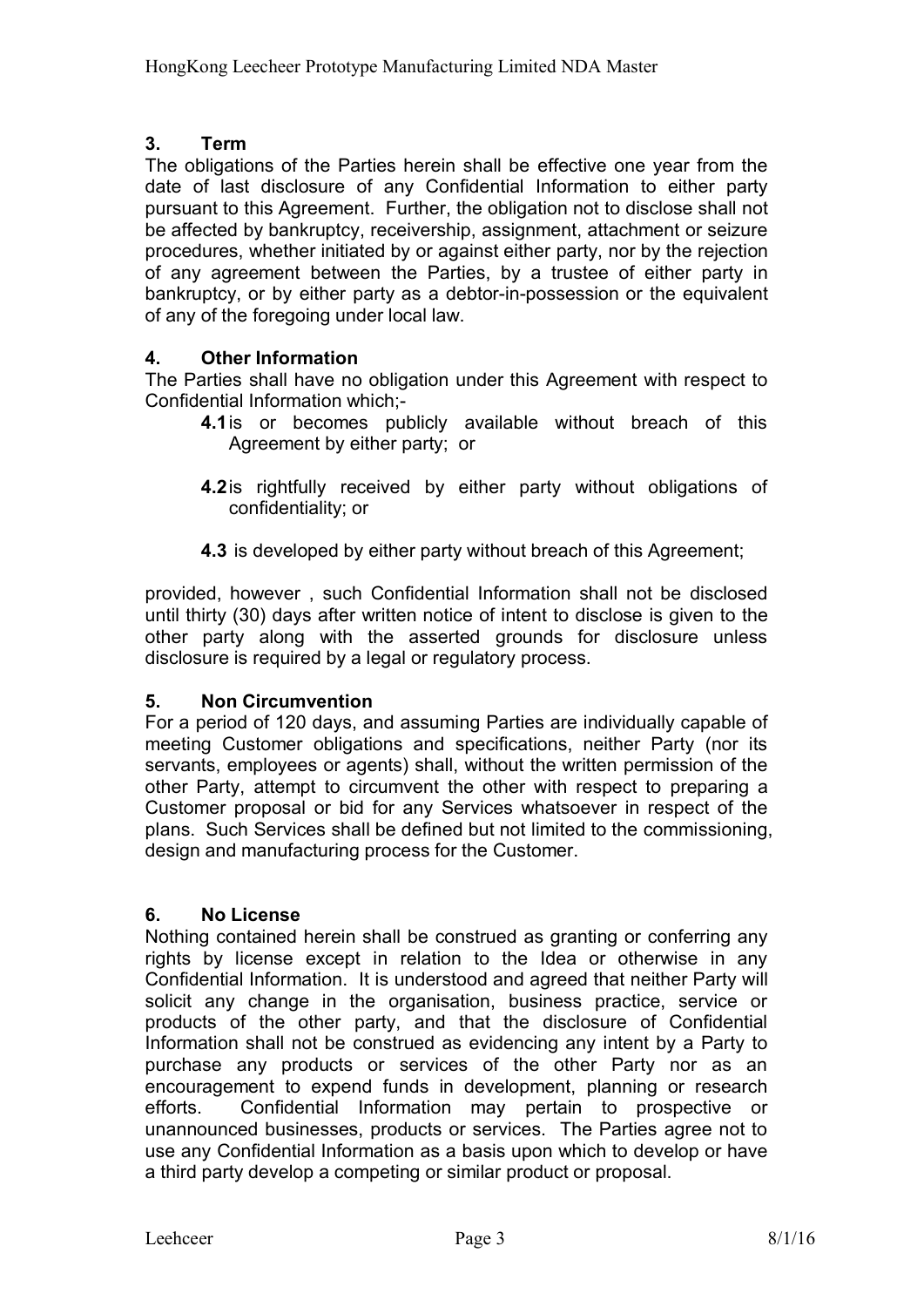## 3. Term

The obligations of the Parties herein shall be effective one year from the date of last disclosure of any Confidential Information to either party pursuant to this Agreement. Further, the obligation not to disclose shall not be affected by bankruptcy, receivership, assignment, attachment or seizure procedures, whether initiated by or against either party, nor by the rejection of any agreement between the Parties, by a trustee of either party in bankruptcy, or by either party as a debtor-in-possession or the equivalent of any of the foregoing under local law.

## 4. Other Information

The Parties shall have no obligation under this Agreement with respect to Confidential Information which;-

**4.1** is or becomes publicly available without breach of this Agreement by either party; or

**4.2** is rightfully received by either party without obligations of confidentiality; or

**4.3** is developed by either party without breach of this Agreement;

provided, however , such Confidential Information shall not be disclosed until thirty (30) days after written notice of intent to disclose is given to the other party along with the asserted grounds for disclosure unless disclosure is required by a legal or regulatory process.

## 5. Non Circumvention

For a period of 120 days, and assuming Parties are individually capable of meeting Customer obligations and specifications, neither Party (nor its servants, employees or agents) shall, without the written permission of the other Party, attempt to circumvent the other with respect to preparing a Customer proposal or bid for any Services whatsoever in respect of the plans. Such Services shall be defined but not limited to the commissioning, design and manufacturing process for the Customer.

## 6. No License

Nothing contained herein shall be construed as granting or conferring any rights by license except in relation to the Idea or otherwise in any Confidential Information. It is understood and agreed that neither Party will solicit any change in the organisation, business practice, service or products of the other party, and that the disclosure of Confidential Information shall not be construed as evidencing any intent by a Party to purchase any products or services of the other Party nor as an encouragement to expend funds in development, planning or research efforts. Confidential Information may pertain to prospective or unannounced businesses, products or services. The Parties agree not to use any Confidential Information as a basis upon which to develop or have a third party develop a competing or similar product or proposal.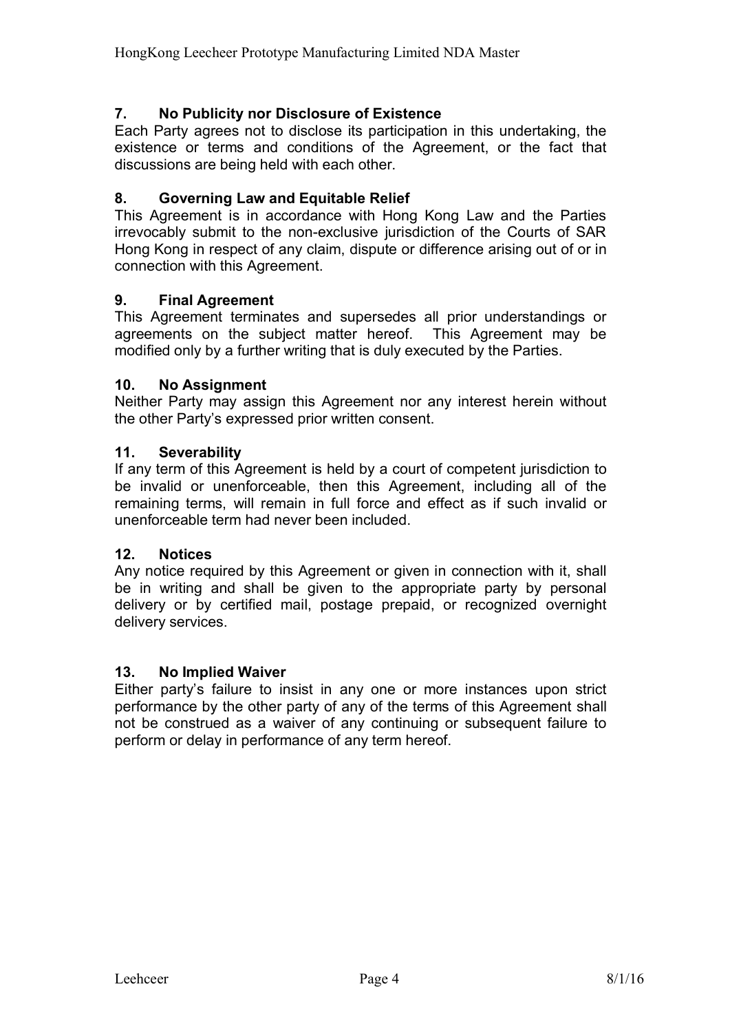### 7. No Publicity nor Disclosure of Existence

Each Party agrees not to disclose its participation in this undertaking, the existence or terms and conditions of the Agreement, or the fact that discussions are being held with each other.

### 8. Governing Law and Equitable Relief

This Agreement is in accordance with Hong Kong Law and the Parties irrevocably submit to the non-exclusive jurisdiction of the Courts of SAR Hong Kong in respect of any claim, dispute or difference arising out of or in connection with this Agreement.

### 9. Final Agreement

This Agreement terminates and supersedes all prior understandings or agreements on the subject matter hereof. This Agreement may be modified only by a further writing that is duly executed by the Parties.

### 10. No Assignment

Neither Party may assign this Agreement nor any interest herein without the other Party's expressed prior written consent.

### 11. Severability

If any term of this Agreement is held by a court of competent jurisdiction to be invalid or unenforceable, then this Agreement, including all of the remaining terms, will remain in full force and effect as if such invalid or unenforceable term had never been included.

### 12. Notices

Any notice required by this Agreement or given in connection with it, shall be in writing and shall be given to the appropriate party by personal delivery or by certified mail, postage prepaid, or recognized overnight delivery services.

### 13. No Implied Waiver

Either party's failure to insist in any one or more instances upon strict performance by the other party of any of the terms of this Agreement shall not be construed as a waiver of any continuing or subsequent failure to perform or delay in performance of any term hereof.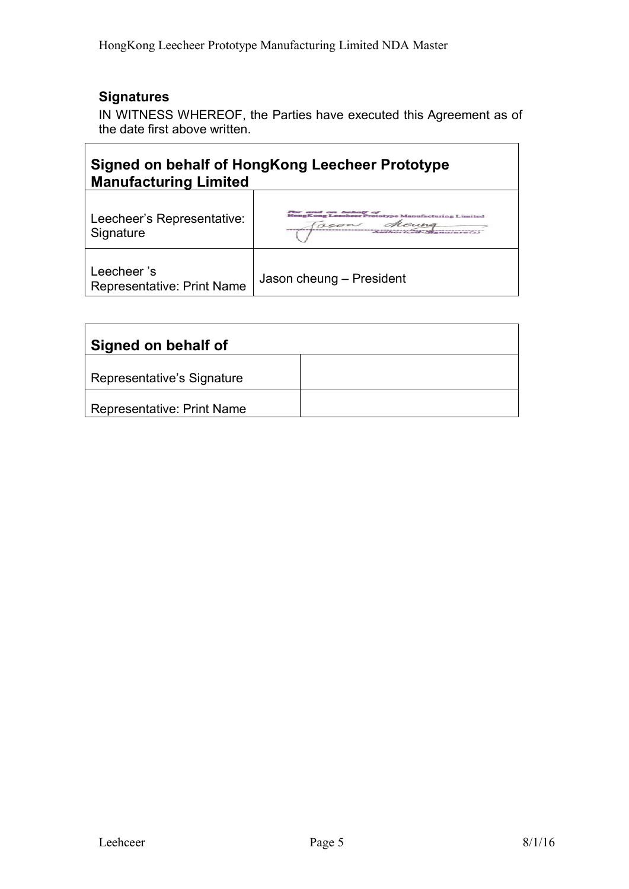## Signatures

IN WITNESS WHEREOF, the Parties have executed this Agreement as of the date first above written.

| Signed on behalf of HongKong Leecheer Prototype Manufacturing Limited | |
|---|---|
| Leecheer's Representative: Signature | For and on behalf of HongKong Leecheer Prototype Manufacturing Limited Jason cheung Authorized Signature(s) |
| Leecheer 's Representative: Print Name | Jason cheung – President |

| Signed on behalf of | |
|---|---|
| Representative's Signature | |
| Representative: Print Name | |